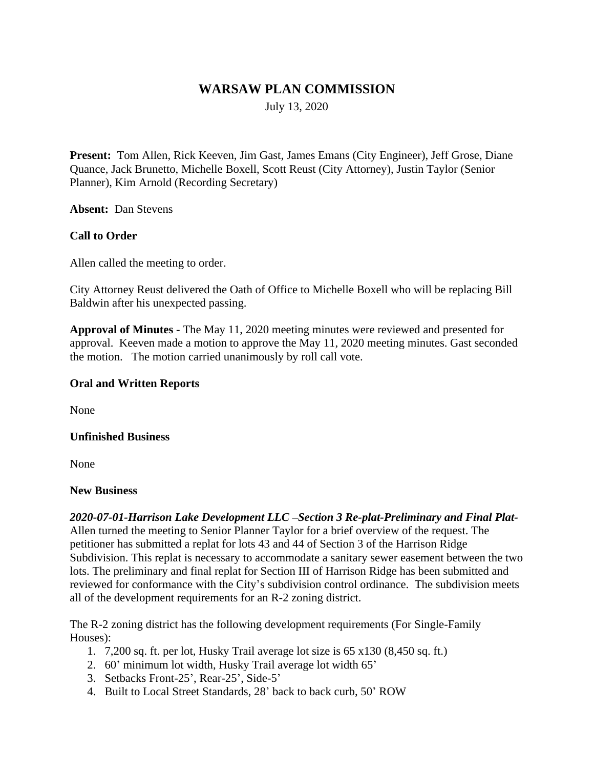# WARSAW PLAN COMMISSION

July 13, 2020

**Present:** Tom Allen, Rick Keeven, Jim Gast, James Emans (City Engineer), Jeff Grose, Diane Quance, Jack Brunetto, Michelle Boxell, Scott Reust (City Attorney), Justin Taylor (Senior Planner), Kim Arnold (Recording Secretary)

**Absent:** Dan Stevens

**Call to Order**

Allen called the meeting to order.

City Attorney Reust delivered the Oath of Office to Michelle Boxell who will be replacing Bill Baldwin after his unexpected passing.

**Approval of Minutes -** The May 11, 2020 meeting minutes were reviewed and presented for approval. Keeven made a motion to approve the May 11, 2020 meeting minutes. Gast seconded the motion. The motion carried unanimously by roll call vote.

**Oral and Written Reports**

None

**Unfinished Business**

None

**New Business**

***2020-07-01-Harrison Lake Development LLC –Section 3 Re-plat-Preliminary and Final Plat-*** Allen turned the meeting to Senior Planner Taylor for a brief overview of the request. The petitioner has submitted a replat for lots 43 and 44 of Section 3 of the Harrison Ridge Subdivision. This replat is necessary to accommodate a sanitary sewer easement between the two lots. The preliminary and final replat for Section III of Harrison Ridge has been submitted and reviewed for conformance with the City's subdivision control ordinance. The subdivision meets all of the development requirements for an R-2 zoning district.

The R-2 zoning district has the following development requirements (For Single-Family Houses):

1. 7,200 sq. ft. per lot, Husky Trail average lot size is 65 x130 (8,450 sq. ft.)
2. 60' minimum lot width, Husky Trail average lot width 65'
3. Setbacks Front-25', Rear-25', Side-5'
4. Built to Local Street Standards, 28' back to back curb, 50' ROW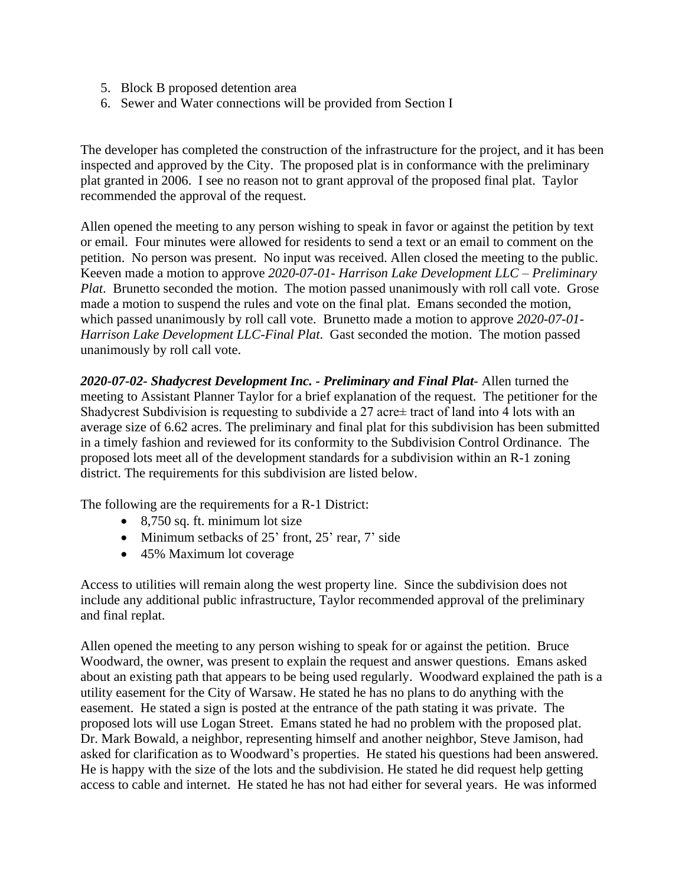5. Block B proposed detention area
6. Sewer and Water connections will be provided from Section I

The developer has completed the construction of the infrastructure for the project, and it has been inspected and approved by the City. The proposed plat is in conformance with the preliminary plat granted in 2006. I see no reason not to grant approval of the proposed final plat. Taylor recommended the approval of the request.

Allen opened the meeting to any person wishing to speak in favor or against the petition by text or email. Four minutes were allowed for residents to send a text or an email to comment on the petition. No person was present. No input was received. Allen closed the meeting to the public. Keeven made a motion to approve *2020-07-01- Harrison Lake Development LLC – Preliminary Plat*. Brunetto seconded the motion. The motion passed unanimously with roll call vote. Grose made a motion to suspend the rules and vote on the final plat. Emans seconded the motion, which passed unanimously by roll call vote. Brunetto made a motion to approve *2020-07-01- Harrison Lake Development LLC-Final Plat*. Gast seconded the motion. The motion passed unanimously by roll call vote.

***2020-07-02- Shadycrest Development Inc. - Preliminary and Final Plat***- Allen turned the meeting to Assistant Planner Taylor for a brief explanation of the request. The petitioner for the Shadycrest Subdivision is requesting to subdivide a 27 acre± tract of land into 4 lots with an average size of 6.62 acres. The preliminary and final plat for this subdivision has been submitted in a timely fashion and reviewed for its conformity to the Subdivision Control Ordinance. The proposed lots meet all of the development standards for a subdivision within an R-1 zoning district. The requirements for this subdivision are listed below.

The following are the requirements for a R-1 District:

- 8,750 sq. ft. minimum lot size
- Minimum setbacks of 25' front, 25' rear, 7' side
- 45% Maximum lot coverage

Access to utilities will remain along the west property line. Since the subdivision does not include any additional public infrastructure, Taylor recommended approval of the preliminary and final replat.

Allen opened the meeting to any person wishing to speak for or against the petition. Bruce Woodward, the owner, was present to explain the request and answer questions. Emans asked about an existing path that appears to be being used regularly. Woodward explained the path is a utility easement for the City of Warsaw. He stated he has no plans to do anything with the easement. He stated a sign is posted at the entrance of the path stating it was private. The proposed lots will use Logan Street. Emans stated he had no problem with the proposed plat. Dr. Mark Bowald, a neighbor, representing himself and another neighbor, Steve Jamison, had asked for clarification as to Woodward's properties. He stated his questions had been answered. He is happy with the size of the lots and the subdivision. He stated he did request help getting access to cable and internet. He stated he has not had either for several years. He was informed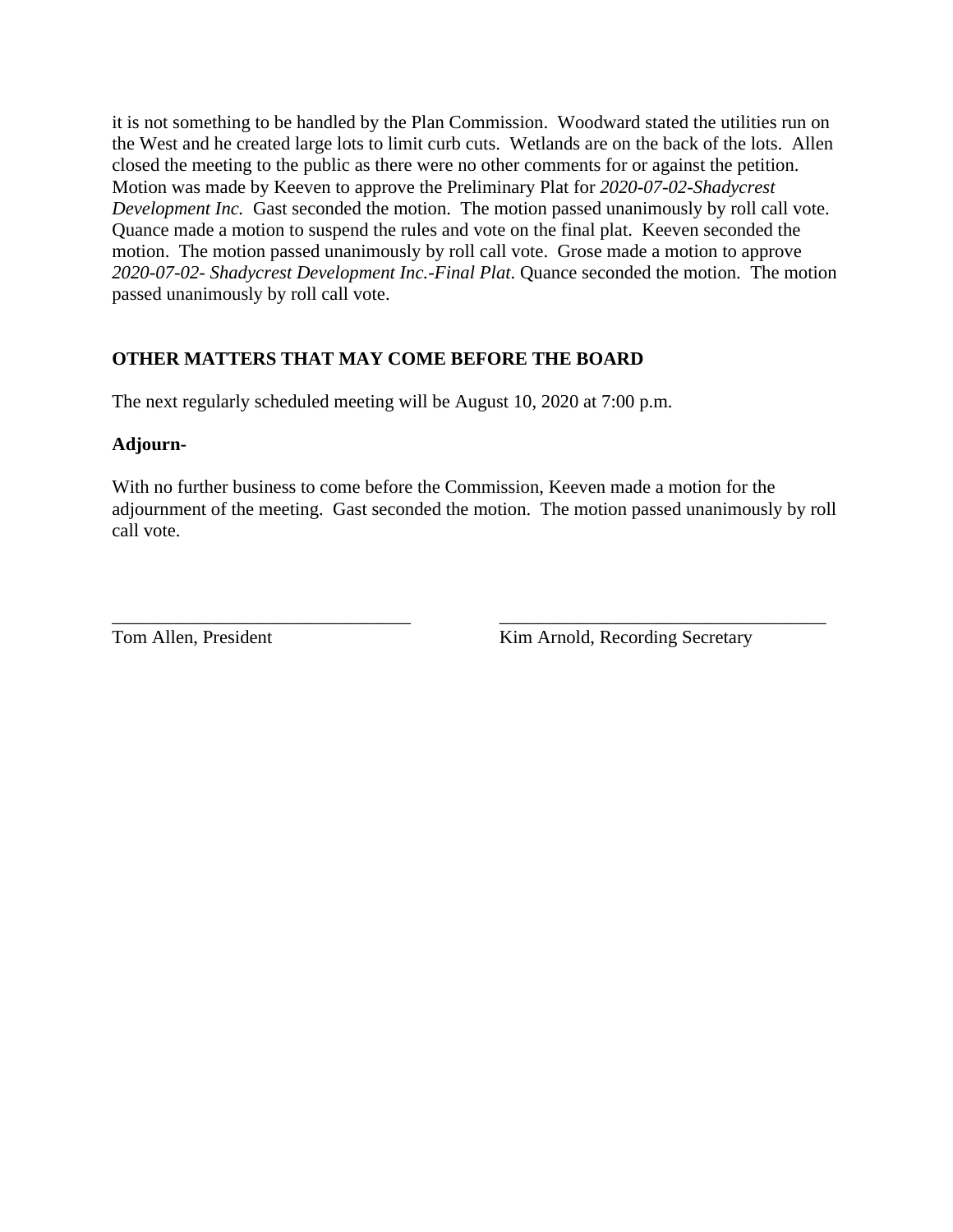it is not something to be handled by the Plan Commission. Woodward stated the utilities run on the West and he created large lots to limit curb cuts. Wetlands are on the back of the lots. Allen closed the meeting to the public as there were no other comments for or against the petition. Motion was made by Keeven to approve the Preliminary Plat for *2020-07-02-Shadycrest Development Inc.* Gast seconded the motion. The motion passed unanimously by roll call vote. Quance made a motion to suspend the rules and vote on the final plat. Keeven seconded the motion. The motion passed unanimously by roll call vote. Grose made a motion to approve *2020-07-02- Shadycrest Development Inc.-Final Plat*. Quance seconded the motion. The motion passed unanimously by roll call vote.

## OTHER MATTERS THAT MAY COME BEFORE THE BOARD

The next regularly scheduled meeting will be August 10, 2020 at 7:00 p.m.

**Adjourn-**

With no further business to come before the Commission, Keeven made a motion for the adjournment of the meeting. Gast seconded the motion. The motion passed unanimously by roll call vote.

\_\_\_\_\_\_\_\_\_\_\_\_\_\_\_\_\_\_\_\_\_\_\_\_\_\_\_\_\_\_\_\_ \_\_\_\_\_\_\_\_\_\_\_\_\_\_\_\_\_\_\_\_\_\_\_\_\_\_\_\_\_\_\_\_\_\_\_

Tom Allen, President Kim Arnold, Recording Secretary